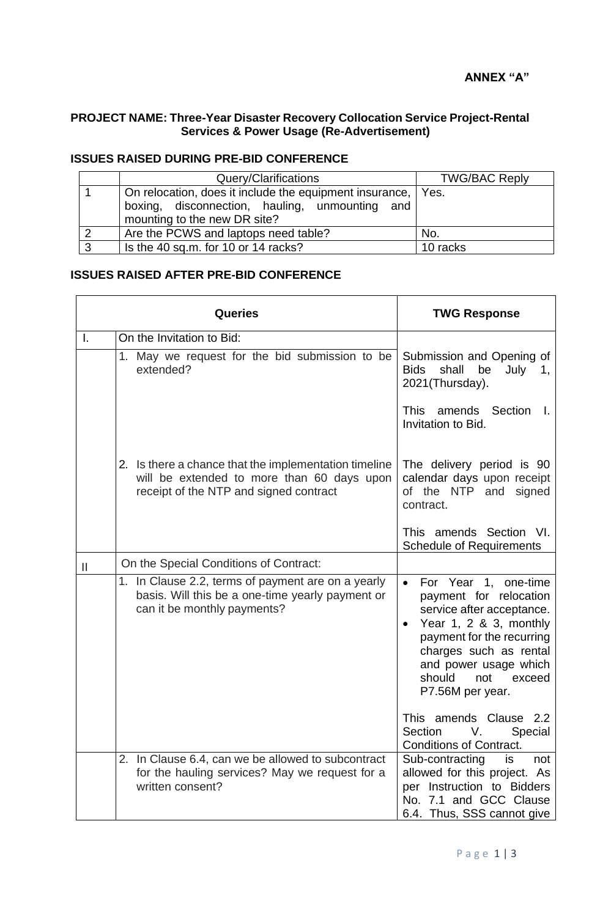**ANNEX "A"**

**PROJECT NAME: Three-Year Disaster Recovery Collocation Service Project-Rental Services & Power Usage (Re-Advertisement)**

## ISSUES RAISED DURING PRE-BID CONFERENCE

| | Query/Clarifications | TWG/BAC Reply |
|---|---|---|
| 1 | On relocation, does it include the equipment insurance, boxing, disconnection, hauling, unmounting and mounting to the new DR site? | Yes. |
| 2 | Are the PCWS and laptops need table? | No. |
| 3 | Is the 40 sq.m. for 10 or 14 racks? | 10 racks |

## ISSUES RAISED AFTER PRE-BID CONFERENCE

| Queries | | TWG Response |
|---|---|---|
| I. | On the Invitation to Bid: | |
| | 1. May we request for the bid submission to be extended? | Submission and Opening of Bids shall be July 1, 2021(Thursday).<br><br>This amends Section I. Invitation to Bid. |
| | 2. Is there a chance that the implementation timeline will be extended to more than 60 days upon receipt of the NTP and signed contract | The delivery period is 90 calendar days upon receipt of the NTP and signed contract.<br><br>This amends Section VI. Schedule of Requirements |
| II | On the Special Conditions of Contract: | |
| | 1. In Clause 2.2, terms of payment are on a yearly basis. Will this be a one-time yearly payment or can it be monthly payments? | • For Year 1, one-time payment for relocation service after acceptance.<br>• Year 1, 2 & 3, monthly payment for the recurring charges such as rental and power usage which should not exceed P7.56M per year.<br><br>This amends Clause 2.2 Section V. Special Conditions of Contract. |
| | 2. In Clause 6.4, can we be allowed to subcontract for the hauling services? May we request for a written consent? | Sub-contracting is not allowed for this project. As per Instruction to Bidders No. 7.1 and GCC Clause 6.4. Thus, SSS cannot give |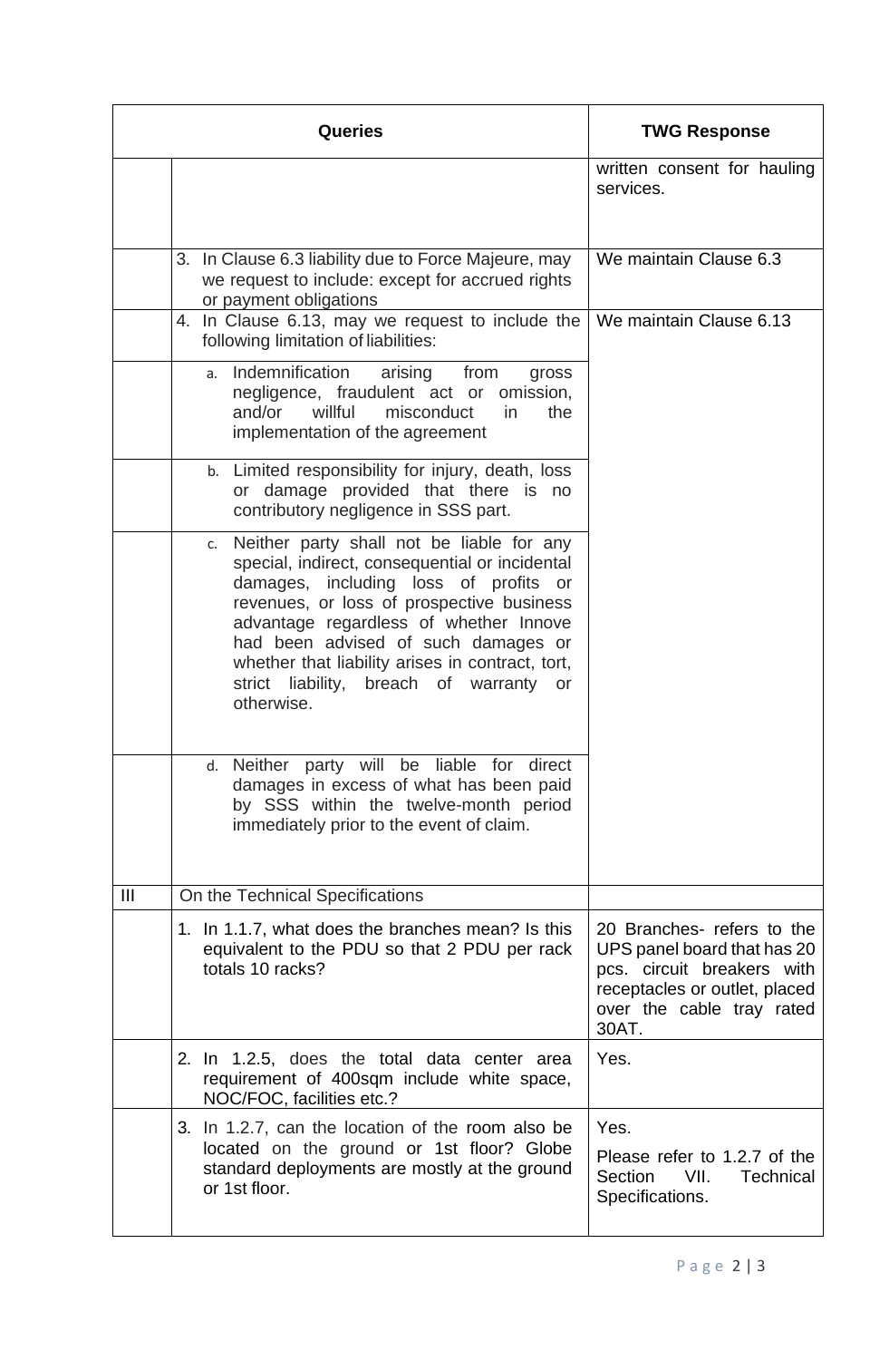| | Queries | TWG Response |
|---|---|---|
| | | written consent for hauling services. |
| | 3. In Clause 6.3 liability due to Force Majeure, may we request to include: except for accrued rights or payment obligations | We maintain Clause 6.3 |
| | 4. In Clause 6.13, may we request to include the following limitation of liabilities: | We maintain Clause 6.13 |
| | a. Indemnification arising from gross negligence, fraudulent act or omission, and/or willful misconduct in the implementation of the agreement | |
| | b. Limited responsibility for injury, death, loss or damage provided that there is no contributory negligence in SSS part. | |
| | c. Neither party shall not be liable for any special, indirect, consequential or incidental damages, including loss of profits or revenues, or loss of prospective business advantage regardless of whether Innove had been advised of such damages or whether that liability arises in contract, tort, strict liability, breach of warranty or otherwise. | |
| | d. Neither party will be liable for direct damages in excess of what has been paid by SSS within the twelve-month period immediately prior to the event of claim. | |
| III | On the Technical Specifications | |
| | 1. In 1.1.7, what does the branches mean? Is this equivalent to the PDU so that 2 PDU per rack totals 10 racks? | 20 Branches- refers to the UPS panel board that has 20 pcs. circuit breakers with receptacles or outlet, placed over the cable tray rated 30AT. |
| | 2. In 1.2.5, does the total data center area requirement of 400sqm include white space, NOC/FOC, facilities etc.? | Yes. |
| | 3. In 1.2.7, can the location of the room also be located on the ground or 1st floor? Globe standard deployments are mostly at the ground or 1st floor. | Yes.<br><br>Please refer to 1.2.7 of the Section VII. Technical Specifications. |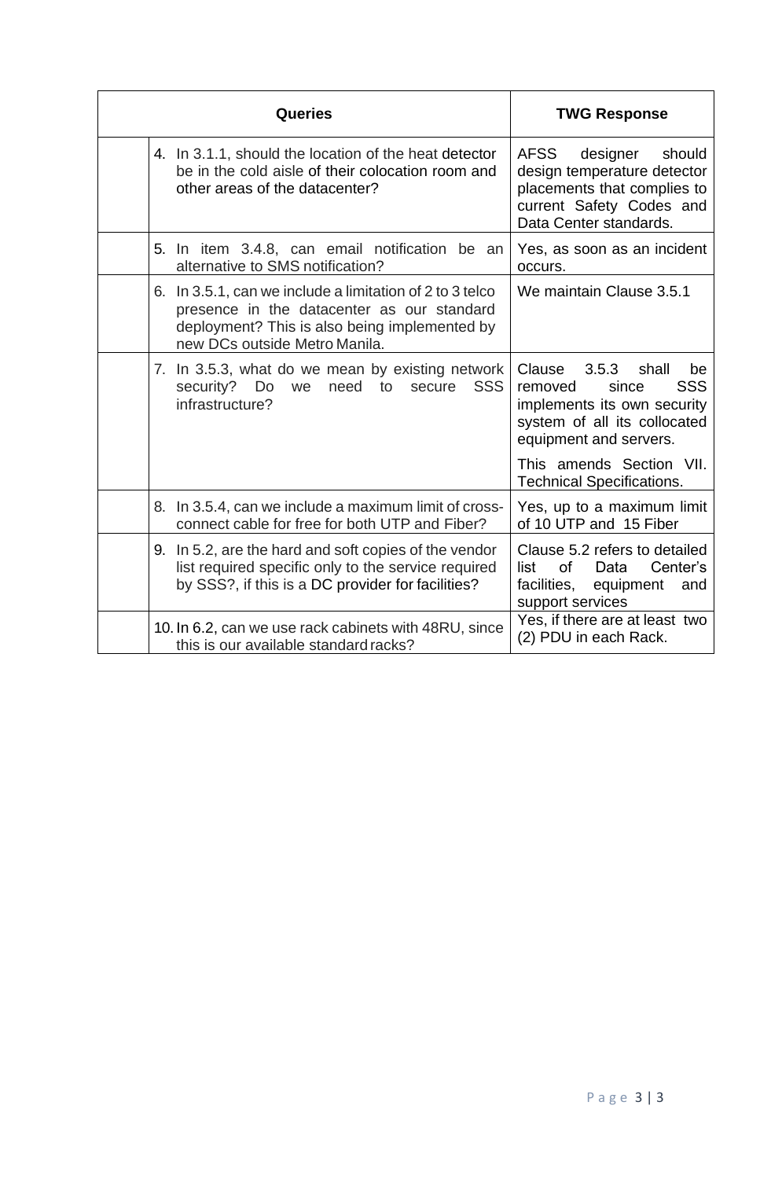| Queries | | TWG Response |
|---|---|---|
| | 4. In 3.1.1, should the location of the heat detector be in the cold aisle of their colocation room and other areas of the datacenter? | AFSS designer should design temperature detector placements that complies to current Safety Codes and Data Center standards. |
| | 5. In item 3.4.8, can email notification be an alternative to SMS notification? | Yes, as soon as an incident occurs. |
| | 6. In 3.5.1, can we include a limitation of 2 to 3 telco presence in the datacenter as our standard deployment? This is also being implemented by new DCs outside Metro Manila. | We maintain Clause 3.5.1 |
| | 7. In 3.5.3, what do we mean by existing network security? Do we need to secure SSS infrastructure? | Clause 3.5.3 shall be removed since SSS implements its own security system of all its collocated equipment and servers.<br><br>This amends Section VII. Technical Specifications. |
| | 8. In 3.5.4, can we include a maximum limit of cross-connect cable for free for both UTP and Fiber? | Yes, up to a maximum limit of 10 UTP and 15 Fiber |
| | 9. In 5.2, are the hard and soft copies of the vendor list required specific only to the service required by SSS?, if this is a DC provider for facilities? | Clause 5.2 refers to detailed list of Data Center's facilities, equipment and support services |
| | 10. In 6.2, can we use rack cabinets with 48RU, since this is our available standard racks? | Yes, if there are at least two (2) PDU in each Rack. |